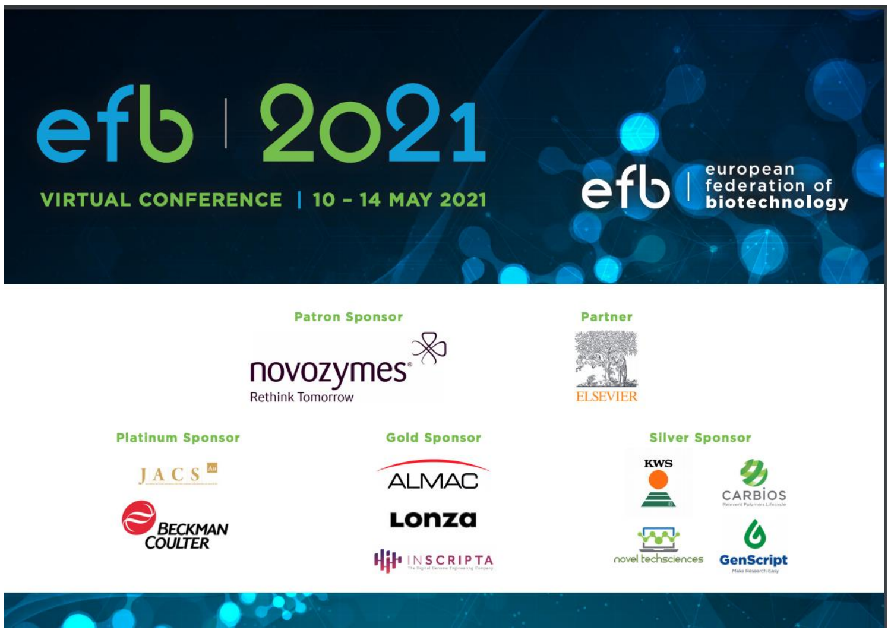# efb | 2021

**VIRTUAL CONFERENCE | 10 – 14 MAY 2021**

efb | european federation of **biotechnology**

## Patron Sponsor

novozymes
Rethink Tomorrow

## Partner

ELSEVIER

## Platinum Sponsor

JACS Au

BECKMAN COULTER

## Gold Sponsor

ALMAC

Lonza

INSCRIPTA
The Digital Genome Engineering Company

## Silver Sponsor

KWS

CARBIOS
Reinvent Polymers Lifecycle

novel techsciences

GenScript
Make Research Easy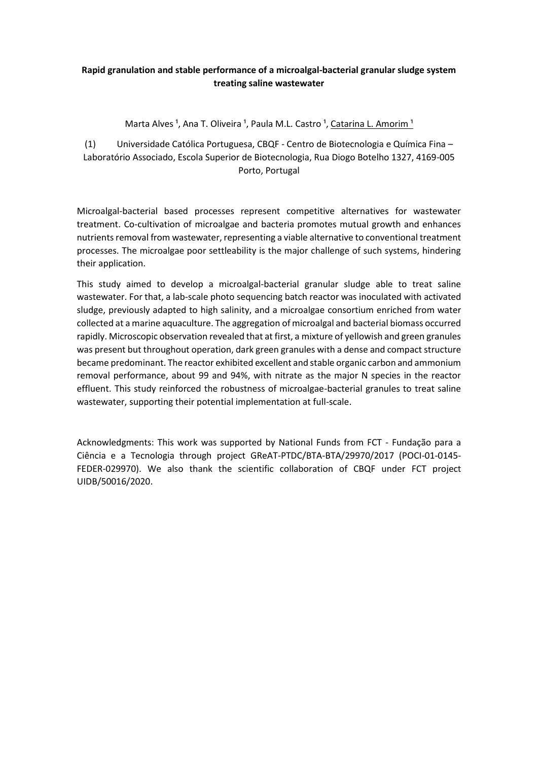**Rapid granulation and stable performance of a microalgal-bacterial granular sludge system treating saline wastewater**

Marta Alves [1], Ana T. Oliveira [1], Paula M.L. Castro [1], Catarina L. Amorim [1]

(1) Universidade Católica Portuguesa, CBQF - Centro de Biotecnologia e Química Fina – Laboratório Associado, Escola Superior de Biotecnologia, Rua Diogo Botelho 1327, 4169-005 Porto, Portugal

Microalgal-bacterial based processes represent competitive alternatives for wastewater treatment. Co-cultivation of microalgae and bacteria promotes mutual growth and enhances nutrients removal from wastewater, representing a viable alternative to conventional treatment processes. The microalgae poor settleability is the major challenge of such systems, hindering their application.

This study aimed to develop a microalgal-bacterial granular sludge able to treat saline wastewater. For that, a lab-scale photo sequencing batch reactor was inoculated with activated sludge, previously adapted to high salinity, and a microalgae consortium enriched from water collected at a marine aquaculture. The aggregation of microalgal and bacterial biomass occurred rapidly. Microscopic observation revealed that at first, a mixture of yellowish and green granules was present but throughout operation, dark green granules with a dense and compact structure became predominant. The reactor exhibited excellent and stable organic carbon and ammonium removal performance, about 99 and 94%, with nitrate as the major N species in the reactor effluent. This study reinforced the robustness of microalgae-bacterial granules to treat saline wastewater, supporting their potential implementation at full-scale.

Acknowledgments: This work was supported by National Funds from FCT - Fundação para a Ciência e a Tecnologia through project GReAT-PTDC/BTA-BTA/29970/2017 (POCI-01-0145-FEDER-029970). We also thank the scientific collaboration of CBQF under FCT project UIDB/50016/2020.